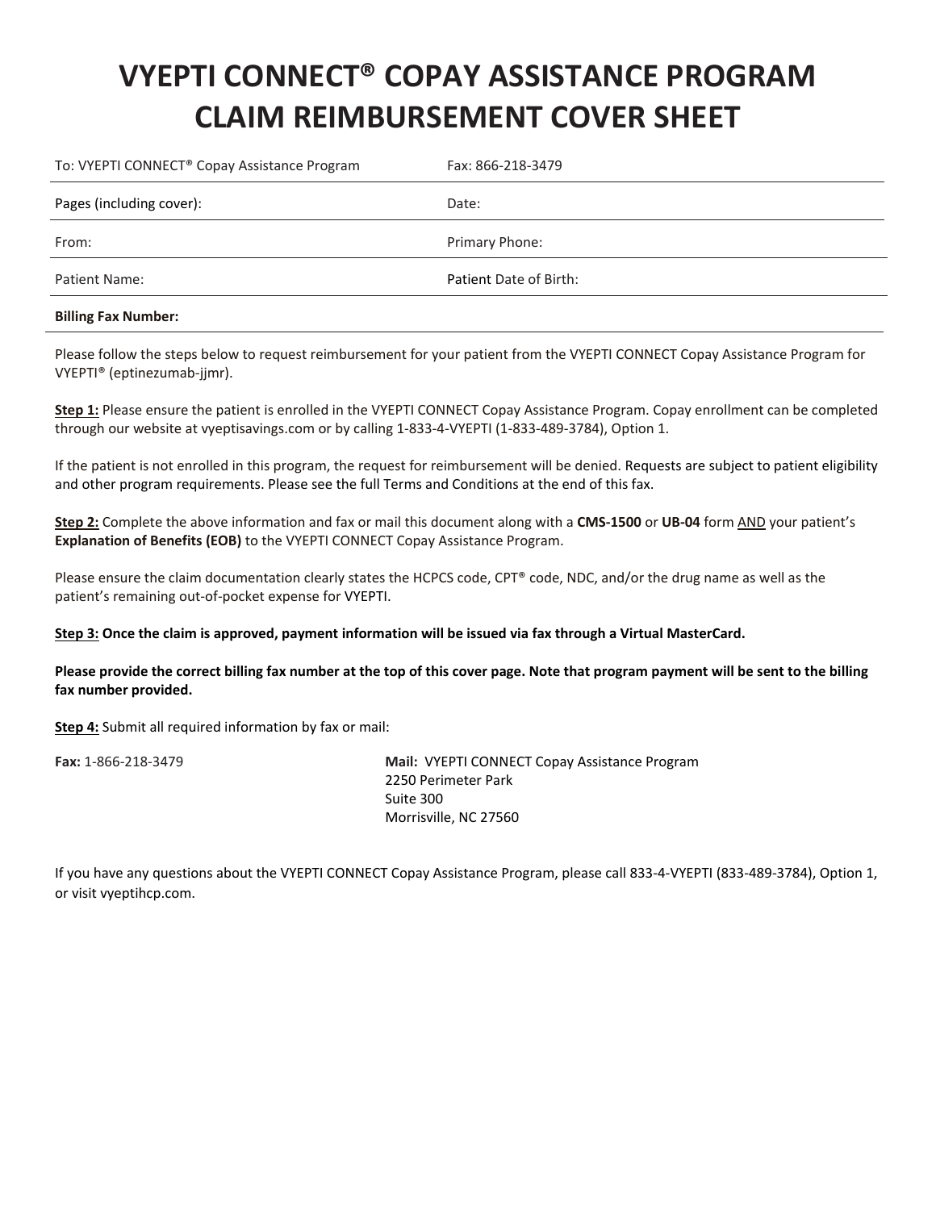# VYEPTI CONNECT® COPAY ASSISTANCE PROGRAM CLAIM REIMBURSEMENT COVER SHEET

| To: VYEPTI CONNECT® Copay Assistance Program | Fax: 866-218-3479 |
|---|---|
| Pages (including cover): | Date: |
| From: | Primary Phone: |
| Patient Name: | Patient Date of Birth: |
| **Billing Fax Number:** | |

Please follow the steps below to request reimbursement for your patient from the VYEPTI CONNECT Copay Assistance Program for VYEPTI® (eptinezumab-jjmr).

**Step 1:** Please ensure the patient is enrolled in the VYEPTI CONNECT Copay Assistance Program. Copay enrollment can be completed through our website at vyeptisavings.com or by calling 1-833-4-VYEPTI (1-833-489-3784), Option 1.

If the patient is not enrolled in this program, the request for reimbursement will be denied. Requests are subject to patient eligibility and other program requirements. Please see the full Terms and Conditions at the end of this fax.

**Step 2:** Complete the above information and fax or mail this document along with a **CMS-1500** or **UB-04** form AND your patient's **Explanation of Benefits (EOB)** to the VYEPTI CONNECT Copay Assistance Program.

Please ensure the claim documentation clearly states the HCPCS code, CPT® code, NDC, and/or the drug name as well as the patient's remaining out-of-pocket expense for VYEPTI.

**Step 3: Once the claim is approved, payment information will be issued via fax through a Virtual MasterCard.**

**Please provide the correct billing fax number at the top of this cover page. Note that program payment will be sent to the billing fax number provided.**

**Step 4:** Submit all required information by fax or mail:

**Fax:** 1-866-218-3479

**Mail:** VYEPTI CONNECT Copay Assistance Program
2250 Perimeter Park
Suite 300
Morrisville, NC 27560

If you have any questions about the VYEPTI CONNECT Copay Assistance Program, please call 833-4-VYEPTI (833-489-3784), Option 1, or visit vyeptihcp.com.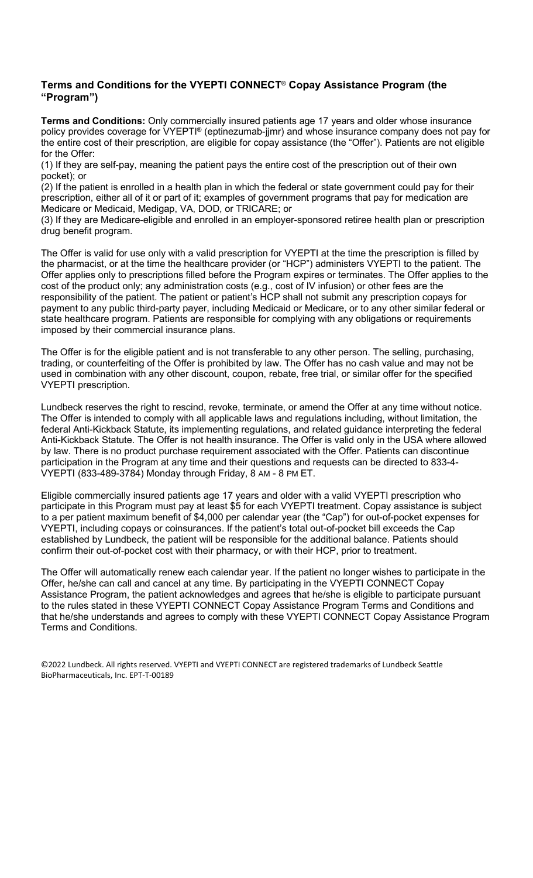**Terms and Conditions for the VYEPTI CONNECT® Copay Assistance Program (the "Program")**

**Terms and Conditions:** Only commercially insured patients age 17 years and older whose insurance policy provides coverage for VYEPTI® (eptinezumab-jjmr) and whose insurance company does not pay for the entire cost of their prescription, are eligible for copay assistance (the "Offer"). Patients are not eligible for the Offer:

(1) If they are self-pay, meaning the patient pays the entire cost of the prescription out of their own pocket); or

(2) If the patient is enrolled in a health plan in which the federal or state government could pay for their prescription, either all of it or part of it; examples of government programs that pay for medication are Medicare or Medicaid, Medigap, VA, DOD, or TRICARE; or

(3) If they are Medicare-eligible and enrolled in an employer-sponsored retiree health plan or prescription drug benefit program.

The Offer is valid for use only with a valid prescription for VYEPTI at the time the prescription is filled by the pharmacist, or at the time the healthcare provider (or "HCP") administers VYEPTI to the patient. The Offer applies only to prescriptions filled before the Program expires or terminates. The Offer applies to the cost of the product only; any administration costs (e.g., cost of IV infusion) or other fees are the responsibility of the patient. The patient or patient's HCP shall not submit any prescription copays for payment to any public third-party payer, including Medicaid or Medicare, or to any other similar federal or state healthcare program. Patients are responsible for complying with any obligations or requirements imposed by their commercial insurance plans.

The Offer is for the eligible patient and is not transferable to any other person. The selling, purchasing, trading, or counterfeiting of the Offer is prohibited by law. The Offer has no cash value and may not be used in combination with any other discount, coupon, rebate, free trial, or similar offer for the specified VYEPTI prescription.

Lundbeck reserves the right to rescind, revoke, terminate, or amend the Offer at any time without notice. The Offer is intended to comply with all applicable laws and regulations including, without limitation, the federal Anti-Kickback Statute, its implementing regulations, and related guidance interpreting the federal Anti-Kickback Statute. The Offer is not health insurance. The Offer is valid only in the USA where allowed by law. There is no product purchase requirement associated with the Offer. Patients can discontinue participation in the Program at any time and their questions and requests can be directed to 833-4-VYEPTI (833-489-3784) Monday through Friday, 8 AM - 8 PM ET.

Eligible commercially insured patients age 17 years and older with a valid VYEPTI prescription who participate in this Program must pay at least $5 for each VYEPTI treatment. Copay assistance is subject to a per patient maximum benefit of $4,000 per calendar year (the "Cap") for out-of-pocket expenses for VYEPTI, including copays or coinsurances. If the patient's total out-of-pocket bill exceeds the Cap established by Lundbeck, the patient will be responsible for the additional balance. Patients should confirm their out-of-pocket cost with their pharmacy, or with their HCP, prior to treatment.

The Offer will automatically renew each calendar year. If the patient no longer wishes to participate in the Offer, he/she can call and cancel at any time. By participating in the VYEPTI CONNECT Copay Assistance Program, the patient acknowledges and agrees that he/she is eligible to participate pursuant to the rules stated in these VYEPTI CONNECT Copay Assistance Program Terms and Conditions and that he/she understands and agrees to comply with these VYEPTI CONNECT Copay Assistance Program Terms and Conditions.

©2022 Lundbeck. All rights reserved. VYEPTI and VYEPTI CONNECT are registered trademarks of Lundbeck Seattle BioPharmaceuticals, Inc. EPT-T-00189